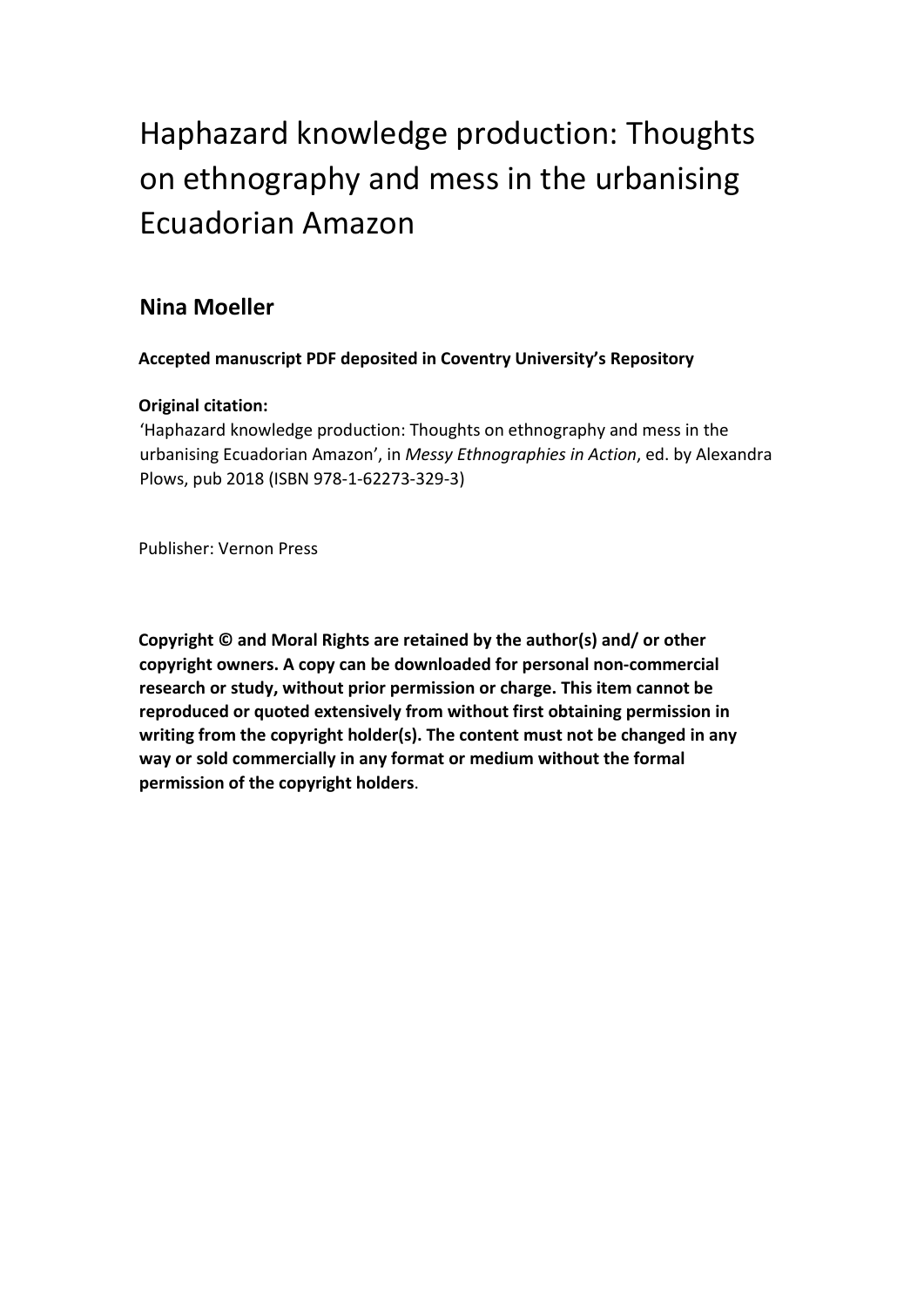# Haphazard knowledge production: Thoughts on ethnography and mess in the urbanising Ecuadorian Amazon

## Nina Moeller

**Accepted manuscript PDF deposited in Coventry University's Repository**

**Original citation:**

'Haphazard knowledge production: Thoughts on ethnography and mess in the urbanising Ecuadorian Amazon', in *Messy Ethnographies in Action*, ed. by Alexandra Plows, pub 2018 (ISBN 978-1-62273-329-3)

Publisher: Vernon Press

**Copyright © and Moral Rights are retained by the author(s) and/ or other copyright owners. A copy can be downloaded for personal non-commercial research or study, without prior permission or charge. This item cannot be reproduced or quoted extensively from without first obtaining permission in writing from the copyright holder(s). The content must not be changed in any way or sold commercially in any format or medium without the formal permission of the copyright holders**.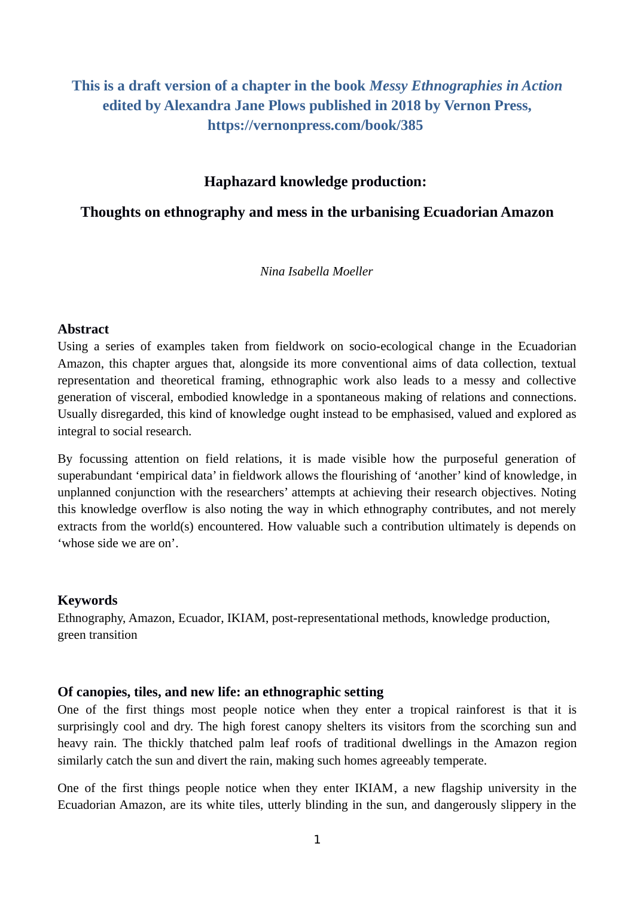**This is a draft version of a chapter in the book *Messy Ethnographies in Action* edited by Alexandra Jane Plows published in 2018 by Vernon Press, https://vernonpress.com/book/385**

# Haphazard knowledge production:

## Thoughts on ethnography and mess in the urbanising Ecuadorian Amazon

*Nina Isabella Moeller*

### Abstract

Using a series of examples taken from fieldwork on socio-ecological change in the Ecuadorian Amazon, this chapter argues that, alongside its more conventional aims of data collection, textual representation and theoretical framing, ethnographic work also leads to a messy and collective generation of visceral, embodied knowledge in a spontaneous making of relations and connections. Usually disregarded, this kind of knowledge ought instead to be emphasised, valued and explored as integral to social research.

By focussing attention on field relations, it is made visible how the purposeful generation of superabundant 'empirical data' in fieldwork allows the flourishing of 'another' kind of knowledge, in unplanned conjunction with the researchers' attempts at achieving their research objectives. Noting this knowledge overflow is also noting the way in which ethnography contributes, and not merely extracts from the world(s) encountered. How valuable such a contribution ultimately is depends on 'whose side we are on'.

### Keywords

Ethnography, Amazon, Ecuador, IKIAM, post-representational methods, knowledge production, green transition

### Of canopies, tiles, and new life: an ethnographic setting

One of the first things most people notice when they enter a tropical rainforest is that it is surprisingly cool and dry. The high forest canopy shelters its visitors from the scorching sun and heavy rain. The thickly thatched palm leaf roofs of traditional dwellings in the Amazon region similarly catch the sun and divert the rain, making such homes agreeably temperate.

One of the first things people notice when they enter IKIAM, a new flagship university in the Ecuadorian Amazon, are its white tiles, utterly blinding in the sun, and dangerously slippery in the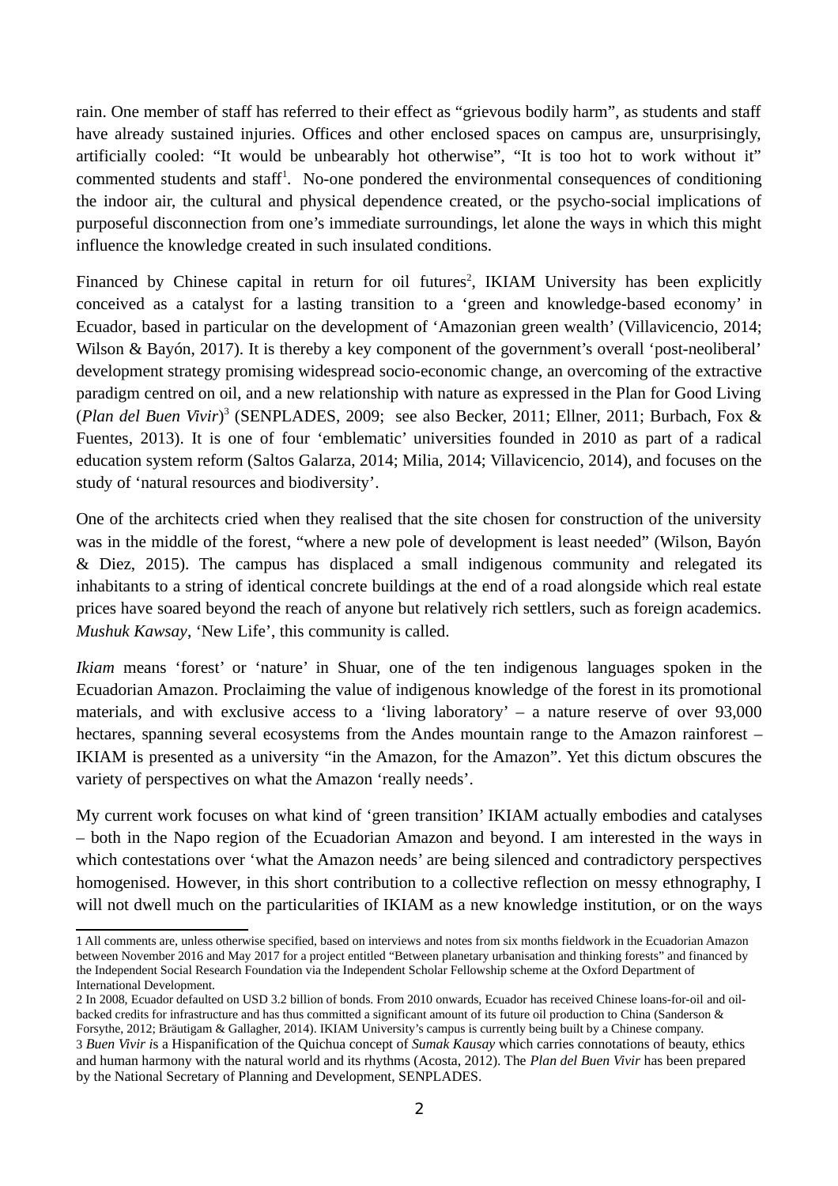rain. One member of staff has referred to their effect as "grievous bodily harm", as students and staff have already sustained injuries. Offices and other enclosed spaces on campus are, unsurprisingly, artificially cooled: "It would be unbearably hot otherwise", "It is too hot to work without it" commented students and staff[1]. No-one pondered the environmental consequences of conditioning the indoor air, the cultural and physical dependence created, or the psycho-social implications of purposeful disconnection from one's immediate surroundings, let alone the ways in which this might influence the knowledge created in such insulated conditions.

Financed by Chinese capital in return for oil futures[2], IKIAM University has been explicitly conceived as a catalyst for a lasting transition to a 'green and knowledge-based economy' in Ecuador, based in particular on the development of 'Amazonian green wealth' (Villavicencio, 2014; Wilson & Bayón, 2017). It is thereby a key component of the government's overall 'post-neoliberal' development strategy promising widespread socio-economic change, an overcoming of the extractive paradigm centred on oil, and a new relationship with nature as expressed in the Plan for Good Living (*Plan del Buen Vivir*)[3] (SENPLADES, 2009; see also Becker, 2011; Ellner, 2011; Burbach, Fox & Fuentes, 2013). It is one of four 'emblematic' universities founded in 2010 as part of a radical education system reform (Saltos Galarza, 2014; Milia, 2014; Villavicencio, 2014), and focuses on the study of 'natural resources and biodiversity'.

One of the architects cried when they realised that the site chosen for construction of the university was in the middle of the forest, "where a new pole of development is least needed" (Wilson, Bayón & Diez, 2015). The campus has displaced a small indigenous community and relegated its inhabitants to a string of identical concrete buildings at the end of a road alongside which real estate prices have soared beyond the reach of anyone but relatively rich settlers, such as foreign academics. *Mushuk Kawsay*, 'New Life', this community is called.

*Ikiam* means 'forest' or 'nature' in Shuar, one of the ten indigenous languages spoken in the Ecuadorian Amazon. Proclaiming the value of indigenous knowledge of the forest in its promotional materials, and with exclusive access to a 'living laboratory' – a nature reserve of over 93,000 hectares, spanning several ecosystems from the Andes mountain range to the Amazon rainforest – IKIAM is presented as a university "in the Amazon, for the Amazon". Yet this dictum obscures the variety of perspectives on what the Amazon 'really needs'.

My current work focuses on what kind of 'green transition' IKIAM actually embodies and catalyses – both in the Napo region of the Ecuadorian Amazon and beyond. I am interested in the ways in which contestations over 'what the Amazon needs' are being silenced and contradictory perspectives homogenised. However, in this short contribution to a collective reflection on messy ethnography, I will not dwell much on the particularities of IKIAM as a new knowledge institution, or on the ways

---

1 All comments are, unless otherwise specified, based on interviews and notes from six months fieldwork in the Ecuadorian Amazon between November 2016 and May 2017 for a project entitled "Between planetary urbanisation and thinking forests" and financed by the Independent Social Research Foundation via the Independent Scholar Fellowship scheme at the Oxford Department of International Development.

2 In 2008, Ecuador defaulted on USD 3.2 billion of bonds. From 2010 onwards, Ecuador has received Chinese loans-for-oil and oil-backed credits for infrastructure and has thus committed a significant amount of its future oil production to China (Sanderson & Forsythe, 2012; Bräutigam & Gallagher, 2014). IKIAM University's campus is currently being built by a Chinese company.

3 *Buen Vivir* is a Hispanification of the Quichua concept of *Sumak Kausay* which carries connotations of beauty, ethics and human harmony with the natural world and its rhythms (Acosta, 2012). The *Plan del Buen Vivir* has been prepared by the National Secretary of Planning and Development, SENPLADES.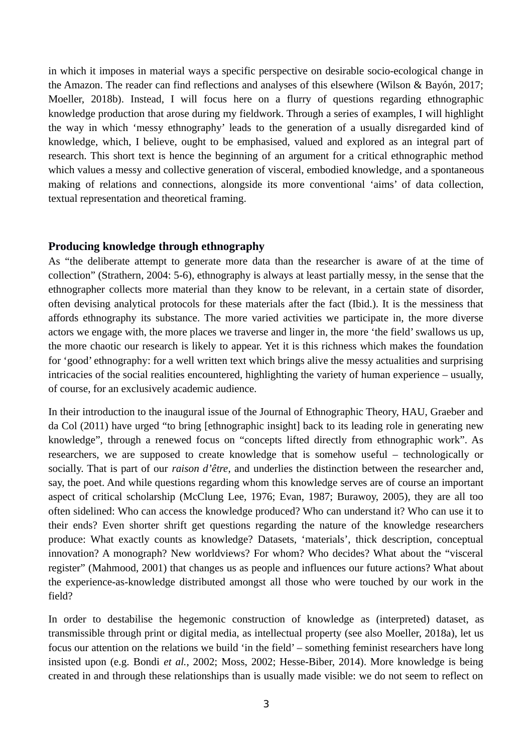in which it imposes in material ways a specific perspective on desirable socio-ecological change in the Amazon. The reader can find reflections and analyses of this elsewhere (Wilson & Bayón, 2017; Moeller, 2018b). Instead, I will focus here on a flurry of questions regarding ethnographic knowledge production that arose during my fieldwork. Through a series of examples, I will highlight the way in which 'messy ethnography' leads to the generation of a usually disregarded kind of knowledge, which, I believe, ought to be emphasised, valued and explored as an integral part of research. This short text is hence the beginning of an argument for a critical ethnographic method which values a messy and collective generation of visceral, embodied knowledge, and a spontaneous making of relations and connections, alongside its more conventional 'aims' of data collection, textual representation and theoretical framing.

## Producing knowledge through ethnography

As "the deliberate attempt to generate more data than the researcher is aware of at the time of collection" (Strathern, 2004: 5-6), ethnography is always at least partially messy, in the sense that the ethnographer collects more material than they know to be relevant, in a certain state of disorder, often devising analytical protocols for these materials after the fact (Ibid.). It is the messiness that affords ethnography its substance. The more varied activities we participate in, the more diverse actors we engage with, the more places we traverse and linger in, the more 'the field' swallows us up, the more chaotic our research is likely to appear. Yet it is this richness which makes the foundation for 'good' ethnography: for a well written text which brings alive the messy actualities and surprising intricacies of the social realities encountered, highlighting the variety of human experience – usually, of course, for an exclusively academic audience.

In their introduction to the inaugural issue of the Journal of Ethnographic Theory, HAU, Graeber and da Col (2011) have urged "to bring [ethnographic insight] back to its leading role in generating new knowledge", through a renewed focus on "concepts lifted directly from ethnographic work". As researchers, we are supposed to create knowledge that is somehow useful – technologically or socially. That is part of our *raison d'être*, and underlies the distinction between the researcher and, say, the poet. And while questions regarding whom this knowledge serves are of course an important aspect of critical scholarship (McClung Lee, 1976; Evan, 1987; Burawoy, 2005), they are all too often sidelined: Who can access the knowledge produced? Who can understand it? Who can use it to their ends? Even shorter shrift get questions regarding the nature of the knowledge researchers produce: What exactly counts as knowledge? Datasets, 'materials', thick description, conceptual innovation? A monograph? New worldviews? For whom? Who decides? What about the "visceral register" (Mahmood, 2001) that changes us as people and influences our future actions? What about the experience-as-knowledge distributed amongst all those who were touched by our work in the field?

In order to destabilise the hegemonic construction of knowledge as (interpreted) dataset, as transmissible through print or digital media, as intellectual property (see also Moeller, 2018a), let us focus our attention on the relations we build 'in the field' – something feminist researchers have long insisted upon (e.g. Bondi *et al.*, 2002; Moss, 2002; Hesse-Biber, 2014). More knowledge is being created in and through these relationships than is usually made visible: we do not seem to reflect on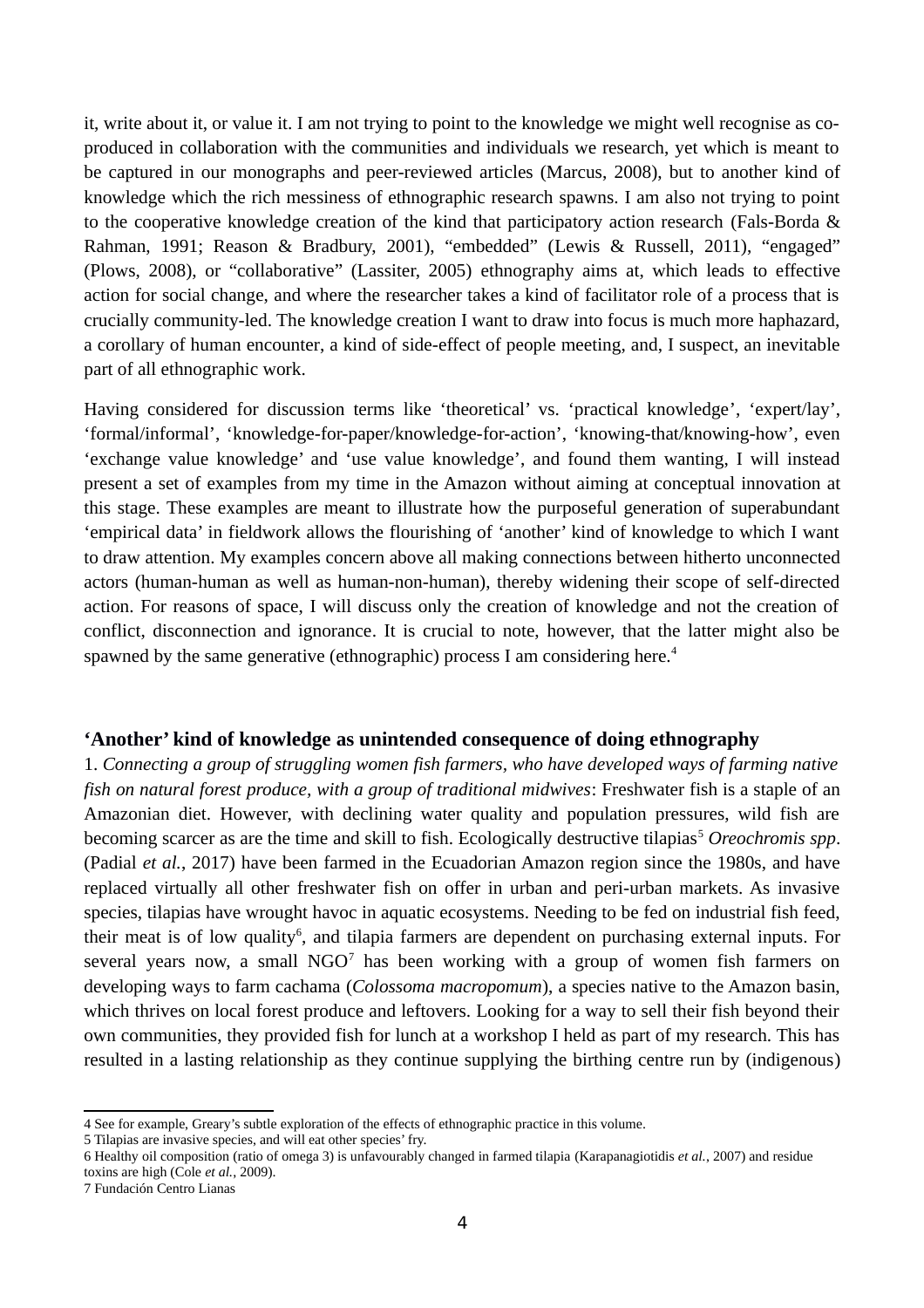it, write about it, or value it. I am not trying to point to the knowledge we might well recognise as co-produced in collaboration with the communities and individuals we research, yet which is meant to be captured in our monographs and peer-reviewed articles (Marcus, 2008), but to another kind of knowledge which the rich messiness of ethnographic research spawns. I am also not trying to point to the cooperative knowledge creation of the kind that participatory action research (Fals-Borda & Rahman, 1991; Reason & Bradbury, 2001), "embedded" (Lewis & Russell, 2011), "engaged" (Plows, 2008), or "collaborative" (Lassiter, 2005) ethnography aims at, which leads to effective action for social change, and where the researcher takes a kind of facilitator role of a process that is crucially community-led. The knowledge creation I want to draw into focus is much more haphazard, a corollary of human encounter, a kind of side-effect of people meeting, and, I suspect, an inevitable part of all ethnographic work.

Having considered for discussion terms like 'theoretical' vs. 'practical knowledge', 'expert/lay', 'formal/informal', 'knowledge-for-paper/knowledge-for-action', 'knowing-that/knowing-how', even 'exchange value knowledge' and 'use value knowledge', and found them wanting, I will instead present a set of examples from my time in the Amazon without aiming at conceptual innovation at this stage. These examples are meant to illustrate how the purposeful generation of superabundant 'empirical data' in fieldwork allows the flourishing of 'another' kind of knowledge to which I want to draw attention. My examples concern above all making connections between hitherto unconnected actors (human-human as well as human-non-human), thereby widening their scope of self-directed action. For reasons of space, I will discuss only the creation of knowledge and not the creation of conflict, disconnection and ignorance. It is crucial to note, however, that the latter might also be spawned by the same generative (ethnographic) process I am considering here.[4]

## 'Another' kind of knowledge as unintended consequence of doing ethnography

1. *Connecting a group of struggling women fish farmers, who have developed ways of farming native fish on natural forest produce, with a group of traditional midwives*: Freshwater fish is a staple of an Amazonian diet. However, with declining water quality and population pressures, wild fish are becoming scarcer as are the time and skill to fish. Ecologically destructive tilapias[5] *Oreochromis spp*. (Padial *et al.*, 2017) have been farmed in the Ecuadorian Amazon region since the 1980s, and have replaced virtually all other freshwater fish on offer in urban and peri-urban markets. As invasive species, tilapias have wrought havoc in aquatic ecosystems. Needing to be fed on industrial fish feed, their meat is of low quality[6], and tilapia farmers are dependent on purchasing external inputs. For several years now, a small NGO[7] has been working with a group of women fish farmers on developing ways to farm cachama (*Colossoma macropomum*), a species native to the Amazon basin, which thrives on local forest produce and leftovers. Looking for a way to sell their fish beyond their own communities, they provided fish for lunch at a workshop I held as part of my research. This has resulted in a lasting relationship as they continue supplying the birthing centre run by (indigenous)

4 See for example, Greary's subtle exploration of the effects of ethnographic practice in this volume.

5 Tilapias are invasive species, and will eat other species' fry.

6 Healthy oil composition (ratio of omega 3) is unfavourably changed in farmed tilapia (Karapanagiotidis *et al.*, 2007) and residue toxins are high (Cole *et al.*, 2009).

7 Fundación Centro Lianas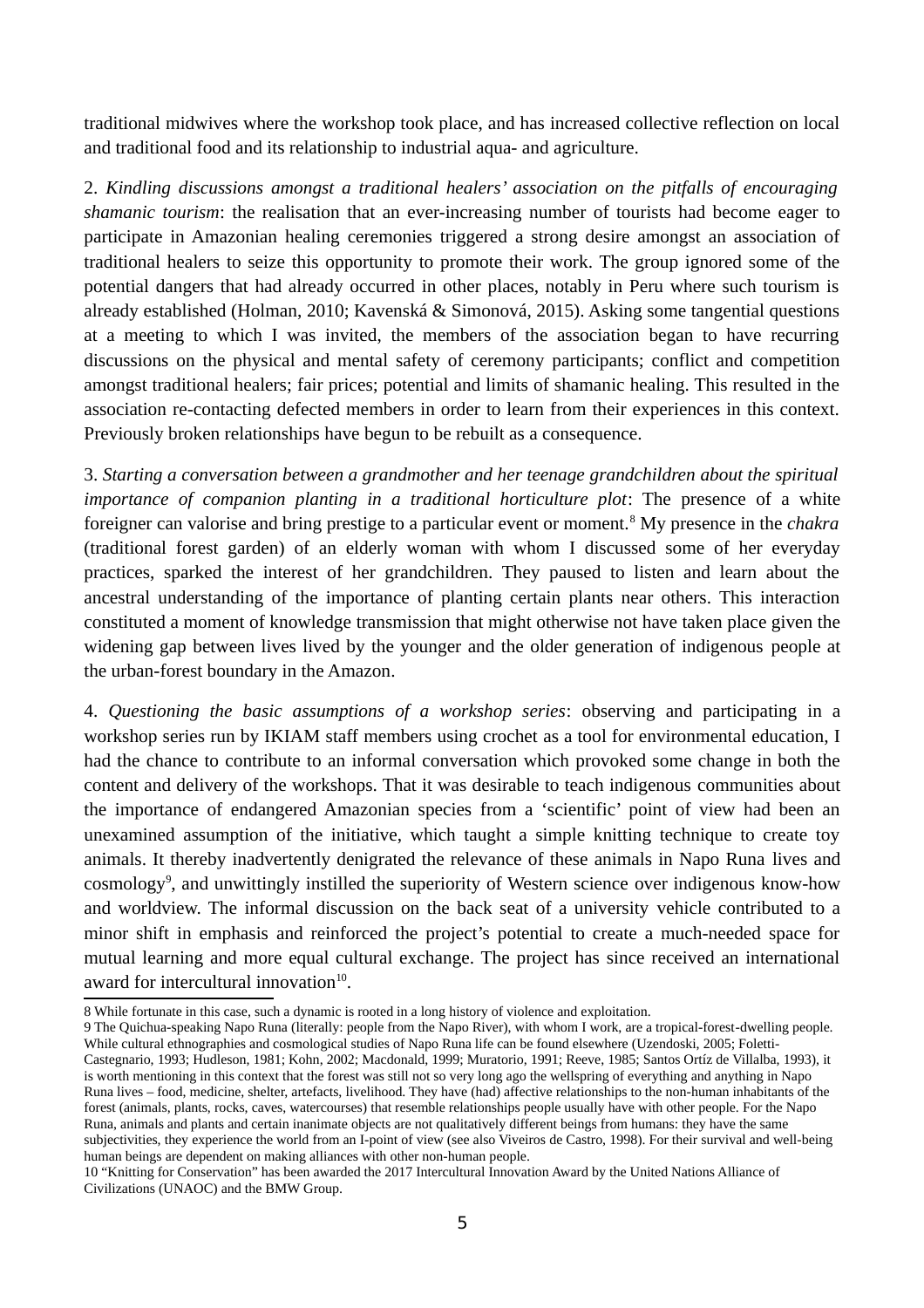traditional midwives where the workshop took place, and has increased collective reflection on local and traditional food and its relationship to industrial aqua- and agriculture.

2. *Kindling discussions amongst a traditional healers' association on the pitfalls of encouraging shamanic tourism*: the realisation that an ever-increasing number of tourists had become eager to participate in Amazonian healing ceremonies triggered a strong desire amongst an association of traditional healers to seize this opportunity to promote their work. The group ignored some of the potential dangers that had already occurred in other places, notably in Peru where such tourism is already established (Holman, 2010; Kavenská & Simonová, 2015). Asking some tangential questions at a meeting to which I was invited, the members of the association began to have recurring discussions on the physical and mental safety of ceremony participants; conflict and competition amongst traditional healers; fair prices; potential and limits of shamanic healing. This resulted in the association re-contacting defected members in order to learn from their experiences in this context. Previously broken relationships have begun to be rebuilt as a consequence.

3. *Starting a conversation between a grandmother and her teenage grandchildren about the spiritual importance of companion planting in a traditional horticulture plot*: The presence of a white foreigner can valorise and bring prestige to a particular event or moment.[8] My presence in the *chakra* (traditional forest garden) of an elderly woman with whom I discussed some of her everyday practices, sparked the interest of her grandchildren. They paused to listen and learn about the ancestral understanding of the importance of planting certain plants near others. This interaction constituted a moment of knowledge transmission that might otherwise not have taken place given the widening gap between lives lived by the younger and the older generation of indigenous people at the urban-forest boundary in the Amazon.

4. *Questioning the basic assumptions of a workshop series*: observing and participating in a workshop series run by IKIAM staff members using crochet as a tool for environmental education, I had the chance to contribute to an informal conversation which provoked some change in both the content and delivery of the workshops. That it was desirable to teach indigenous communities about the importance of endangered Amazonian species from a 'scientific' point of view had been an unexamined assumption of the initiative, which taught a simple knitting technique to create toy animals. It thereby inadvertently denigrated the relevance of these animals in Napo Runa lives and cosmology[9], and unwittingly instilled the superiority of Western science over indigenous know-how and worldview. The informal discussion on the back seat of a university vehicle contributed to a minor shift in emphasis and reinforced the project's potential to create a much-needed space for mutual learning and more equal cultural exchange. The project has since received an international award for intercultural innovation[10].

---

8 While fortunate in this case, such a dynamic is rooted in a long history of violence and exploitation.

9 The Quichua-speaking Napo Runa (literally: people from the Napo River), with whom I work, are a tropical-forest-dwelling people. While cultural ethnographies and cosmological studies of Napo Runa life can be found elsewhere (Uzendoski, 2005; Foletti-Castegnario, 1993; Hudleson, 1981; Kohn, 2002; Macdonald, 1999; Muratorio, 1991; Reeve, 1985; Santos Ortíz de Villalba, 1993), it is worth mentioning in this context that the forest was still not so very long ago the wellspring of everything and anything in Napo Runa lives – food, medicine, shelter, artefacts, livelihood. They have (had) affective relationships to the non-human inhabitants of the forest (animals, plants, rocks, caves, watercourses) that resemble relationships people usually have with other people. For the Napo Runa, animals and plants and certain inanimate objects are not qualitatively different beings from humans: they have the same subjectivities, they experience the world from an I-point of view (see also Viveiros de Castro, 1998). For their survival and well-being human beings are dependent on making alliances with other non-human people.

10 "Knitting for Conservation" has been awarded the 2017 Intercultural Innovation Award by the United Nations Alliance of Civilizations (UNAOC) and the BMW Group.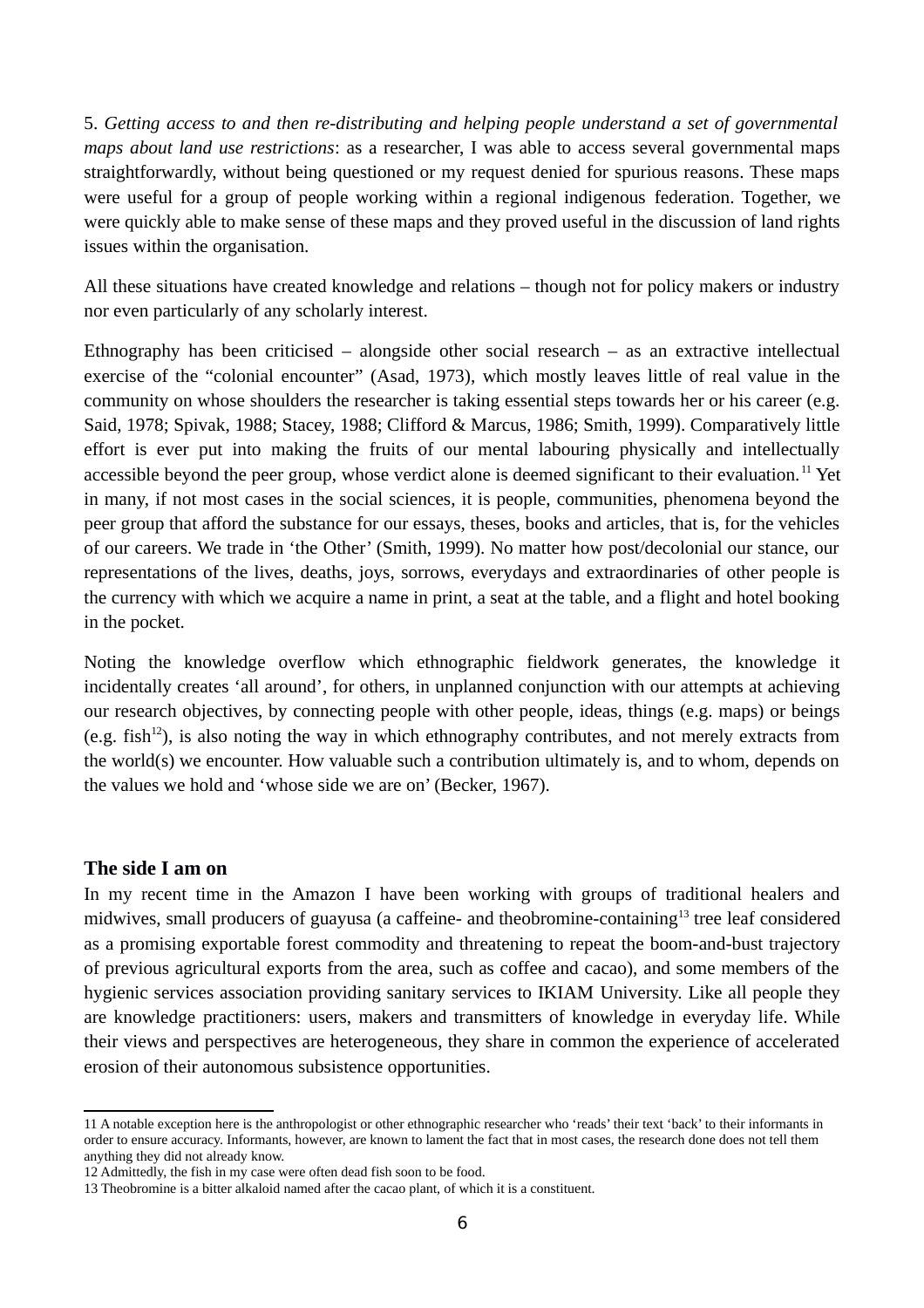5. *Getting access to and then re-distributing and helping people understand a set of governmental maps about land use restrictions*: as a researcher, I was able to access several governmental maps straightforwardly, without being questioned or my request denied for spurious reasons. These maps were useful for a group of people working within a regional indigenous federation. Together, we were quickly able to make sense of these maps and they proved useful in the discussion of land rights issues within the organisation.

All these situations have created knowledge and relations – though not for policy makers or industry nor even particularly of any scholarly interest.

Ethnography has been criticised – alongside other social research – as an extractive intellectual exercise of the "colonial encounter" (Asad, 1973), which mostly leaves little of real value in the community on whose shoulders the researcher is taking essential steps towards her or his career (e.g. Said, 1978; Spivak, 1988; Stacey, 1988; Clifford & Marcus, 1986; Smith, 1999). Comparatively little effort is ever put into making the fruits of our mental labouring physically and intellectually accessible beyond the peer group, whose verdict alone is deemed significant to their evaluation.[11] Yet in many, if not most cases in the social sciences, it is people, communities, phenomena beyond the peer group that afford the substance for our essays, theses, books and articles, that is, for the vehicles of our careers. We trade in 'the Other' (Smith, 1999). No matter how post/decolonial our stance, our representations of the lives, deaths, joys, sorrows, everydays and extraordinaries of other people is the currency with which we acquire a name in print, a seat at the table, and a flight and hotel booking in the pocket.

Noting the knowledge overflow which ethnographic fieldwork generates, the knowledge it incidentally creates 'all around', for others, in unplanned conjunction with our attempts at achieving our research objectives, by connecting people with other people, ideas, things (e.g. maps) or beings (e.g. fish[12]), is also noting the way in which ethnography contributes, and not merely extracts from the world(s) we encounter. How valuable such a contribution ultimately is, and to whom, depends on the values we hold and 'whose side we are on' (Becker, 1967).

## The side I am on

In my recent time in the Amazon I have been working with groups of traditional healers and midwives, small producers of guayusa (a caffeine- and theobromine-containing[13] tree leaf considered as a promising exportable forest commodity and threatening to repeat the boom-and-bust trajectory of previous agricultural exports from the area, such as coffee and cacao), and some members of the hygienic services association providing sanitary services to IKIAM University. Like all people they are knowledge practitioners: users, makers and transmitters of knowledge in everyday life. While their views and perspectives are heterogeneous, they share in common the experience of accelerated erosion of their autonomous subsistence opportunities.

---

11 A notable exception here is the anthropologist or other ethnographic researcher who 'reads' their text 'back' to their informants in order to ensure accuracy. Informants, however, are known to lament the fact that in most cases, the research done does not tell them anything they did not already know.

12 Admittedly, the fish in my case were often dead fish soon to be food.

13 Theobromine is a bitter alkaloid named after the cacao plant, of which it is a constituent.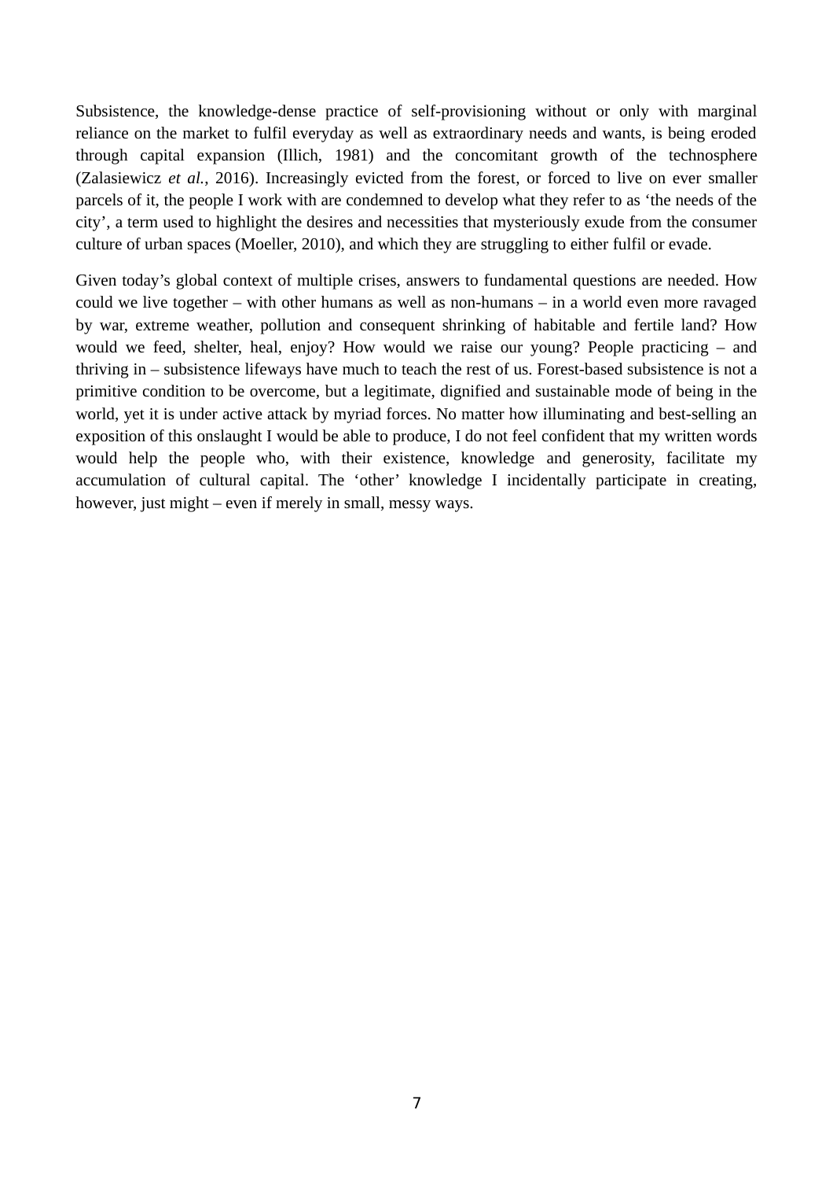Subsistence, the knowledge-dense practice of self-provisioning without or only with marginal reliance on the market to fulfil everyday as well as extraordinary needs and wants, is being eroded through capital expansion (Illich, 1981) and the concomitant growth of the technosphere (Zalasiewicz *et al.*, 2016). Increasingly evicted from the forest, or forced to live on ever smaller parcels of it, the people I work with are condemned to develop what they refer to as 'the needs of the city', a term used to highlight the desires and necessities that mysteriously exude from the consumer culture of urban spaces (Moeller, 2010), and which they are struggling to either fulfil or evade.

Given today's global context of multiple crises, answers to fundamental questions are needed. How could we live together – with other humans as well as non-humans – in a world even more ravaged by war, extreme weather, pollution and consequent shrinking of habitable and fertile land? How would we feed, shelter, heal, enjoy? How would we raise our young? People practicing – and thriving in – subsistence lifeways have much to teach the rest of us. Forest-based subsistence is not a primitive condition to be overcome, but a legitimate, dignified and sustainable mode of being in the world, yet it is under active attack by myriad forces. No matter how illuminating and best-selling an exposition of this onslaught I would be able to produce, I do not feel confident that my written words would help the people who, with their existence, knowledge and generosity, facilitate my accumulation of cultural capital. The 'other' knowledge I incidentally participate in creating, however, just might – even if merely in small, messy ways.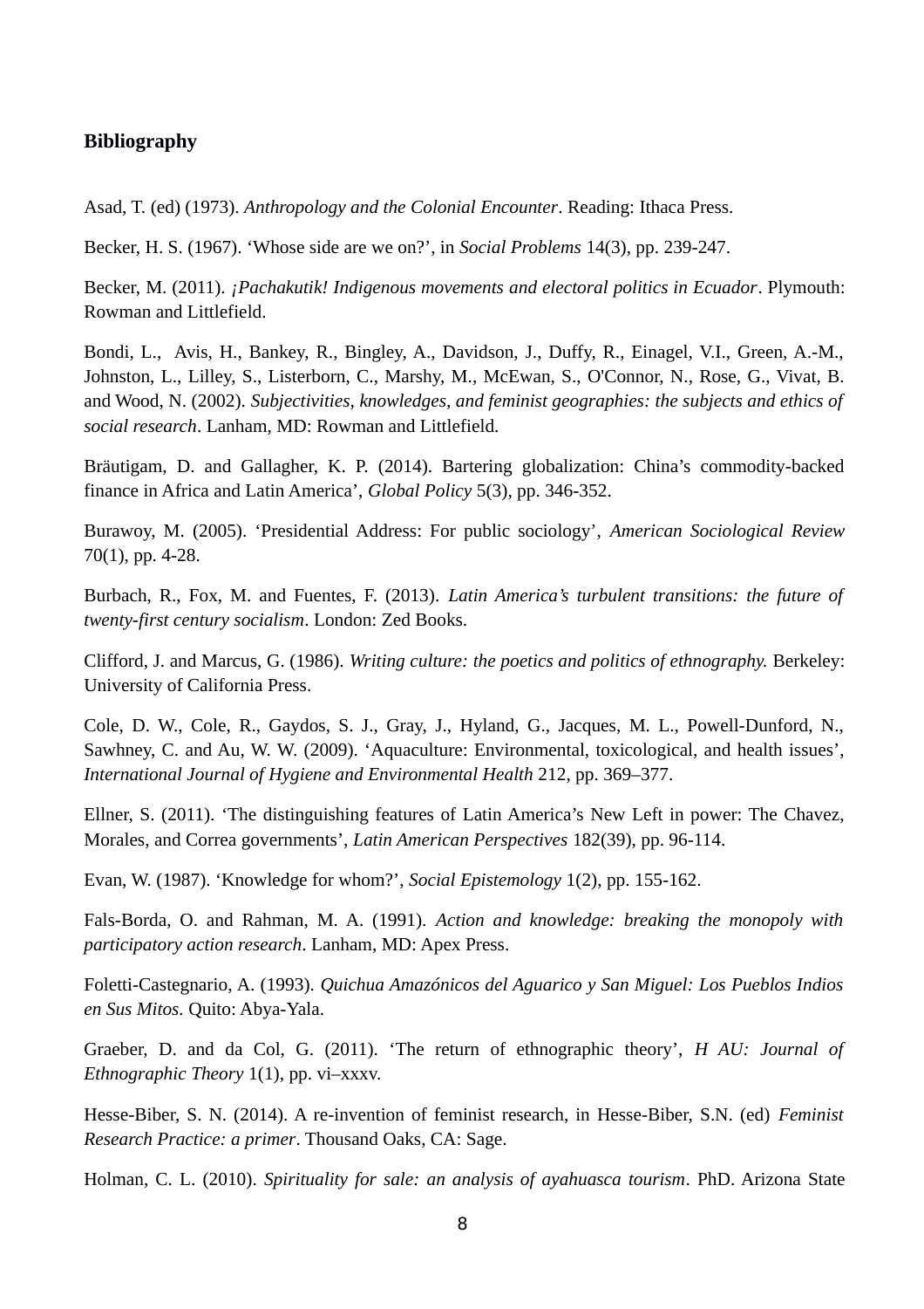**Bibliography**

Asad, T. (ed) (1973). *Anthropology and the Colonial Encounter*. Reading: Ithaca Press.

Becker, H. S. (1967). 'Whose side are we on?', in *Social Problems* 14(3), pp. 239-247.

Becker, M. (2011). *¡Pachakutik! Indigenous movements and electoral politics in Ecuador*. Plymouth: Rowman and Littlefield.

Bondi, L., Avis, H., Bankey, R., Bingley, A., Davidson, J., Duffy, R., Einagel, V.I., Green, A.-M., Johnston, L., Lilley, S., Listerborn, C., Marshy, M., McEwan, S., O'Connor, N., Rose, G., Vivat, B. and Wood, N. (2002). *Subjectivities, knowledges, and feminist geographies: the subjects and ethics of social research*. Lanham, MD: Rowman and Littlefield.

Bräutigam, D. and Gallagher, K. P. (2014). Bartering globalization: China's commodity-backed finance in Africa and Latin America', *Global Policy* 5(3), pp. 346-352.

Burawoy, M. (2005). 'Presidential Address: For public sociology', *American Sociological Review* 70(1), pp. 4-28.

Burbach, R., Fox, M. and Fuentes, F. (2013). *Latin America's turbulent transitions: the future of twenty-first century socialism*. London: Zed Books.

Clifford, J. and Marcus, G. (1986). *Writing culture: the poetics and politics of ethnography.* Berkeley: University of California Press.

Cole, D. W., Cole, R., Gaydos, S. J., Gray, J., Hyland, G., Jacques, M. L., Powell-Dunford, N., Sawhney, C. and Au, W. W. (2009). 'Aquaculture: Environmental, toxicological, and health issues', *International Journal of Hygiene and Environmental Health* 212, pp. 369–377.

Ellner, S. (2011). 'The distinguishing features of Latin America's New Left in power: The Chavez, Morales, and Correa governments', *Latin American Perspectives* 182(39), pp. 96-114.

Evan, W. (1987). 'Knowledge for whom?', *Social Epistemology* 1(2), pp. 155-162.

Fals-Borda, O. and Rahman, M. A. (1991). *Action and knowledge: breaking the monopoly with participatory action research*. Lanham, MD: Apex Press.

Foletti-Castegnario, A. (1993). *Quichua Amazónicos del Aguarico y San Miguel: Los Pueblos Indios en Sus Mitos.* Quito: Abya-Yala.

Graeber, D. and da Col, G. (2011). 'The return of ethnographic theory', *H AU: Journal of Ethnographic Theory* 1(1), pp. vi–xxxv.

Hesse-Biber, S. N. (2014). A re-invention of feminist research, in Hesse-Biber, S.N. (ed) *Feminist Research Practice: a primer*. Thousand Oaks, CA: Sage.

Holman, C. L. (2010). *Spirituality for sale: an analysis of ayahuasca tourism*. PhD. Arizona State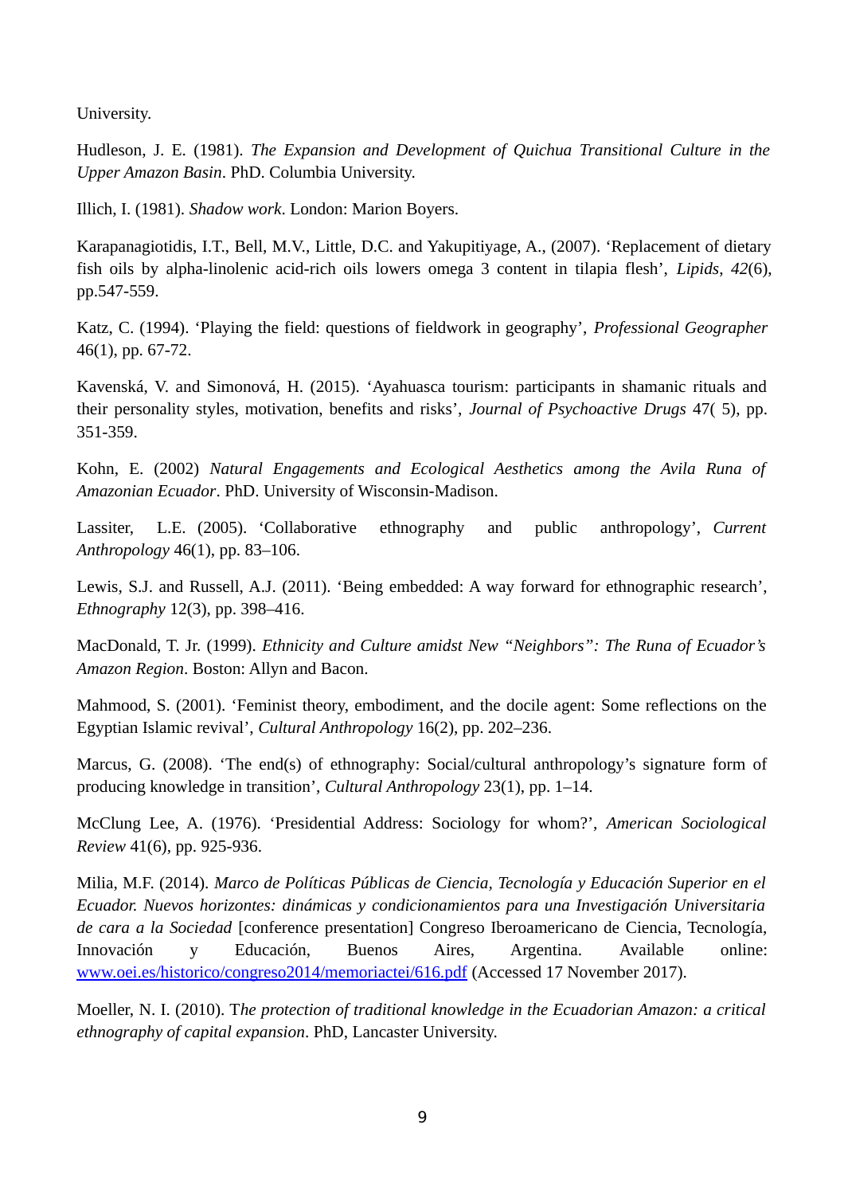University.

Hudleson, J. E. (1981). *The Expansion and Development of Quichua Transitional Culture in the Upper Amazon Basin*. PhD. Columbia University.

Illich, I. (1981). *Shadow work*. London: Marion Boyers.

Karapanagiotidis, I.T., Bell, M.V., Little, D.C. and Yakupitiyage, A., (2007). 'Replacement of dietary fish oils by alpha-linolenic acid-rich oils lowers omega 3 content in tilapia flesh', *Lipids*, *42*(6), pp.547-559.

Katz, C. (1994). 'Playing the field: questions of fieldwork in geography', *Professional Geographer* 46(1), pp. 67-72.

Kavenská, V. and Simonová, H. (2015). 'Ayahuasca tourism: participants in shamanic rituals and their personality styles, motivation, benefits and risks', *Journal of Psychoactive Drugs* 47( 5), pp. 351-359.

Kohn, E. (2002) *Natural Engagements and Ecological Aesthetics among the Avila Runa of Amazonian Ecuador*. PhD. University of Wisconsin-Madison.

Lassiter, L.E. (2005). 'Collaborative ethnography and public anthropology', *Current Anthropology* 46(1), pp. 83–106.

Lewis, S.J. and Russell, A.J. (2011). 'Being embedded: A way forward for ethnographic research', *Ethnography* 12(3), pp. 398–416.

MacDonald, T. Jr. (1999). *Ethnicity and Culture amidst New "Neighbors": The Runa of Ecuador's Amazon Region*. Boston: Allyn and Bacon.

Mahmood, S. (2001). 'Feminist theory, embodiment, and the docile agent: Some reflections on the Egyptian Islamic revival', *Cultural Anthropology* 16(2), pp. 202–236.

Marcus, G. (2008). 'The end(s) of ethnography: Social/cultural anthropology's signature form of producing knowledge in transition', *Cultural Anthropology* 23(1), pp. 1–14.

McClung Lee, A. (1976). 'Presidential Address: Sociology for whom?', *American Sociological Review* 41(6), pp. 925-936.

Milia, M.F. (2014). *Marco de Políticas Públicas de Ciencia, Tecnología y Educación Superior en el Ecuador. Nuevos horizontes: dinámicas y condicionamientos para una Investigación Universitaria de cara a la Sociedad* [conference presentation] Congreso Iberoamericano de Ciencia, Tecnología, Innovación y Educación, Buenos Aires, Argentina. Available online: www.oei.es/historico/congreso2014/memoriactei/616.pdf (Accessed 17 November 2017).

Moeller, N. I. (2010). T*he protection of traditional knowledge in the Ecuadorian Amazon: a critical ethnography of capital expansion*. PhD, Lancaster University.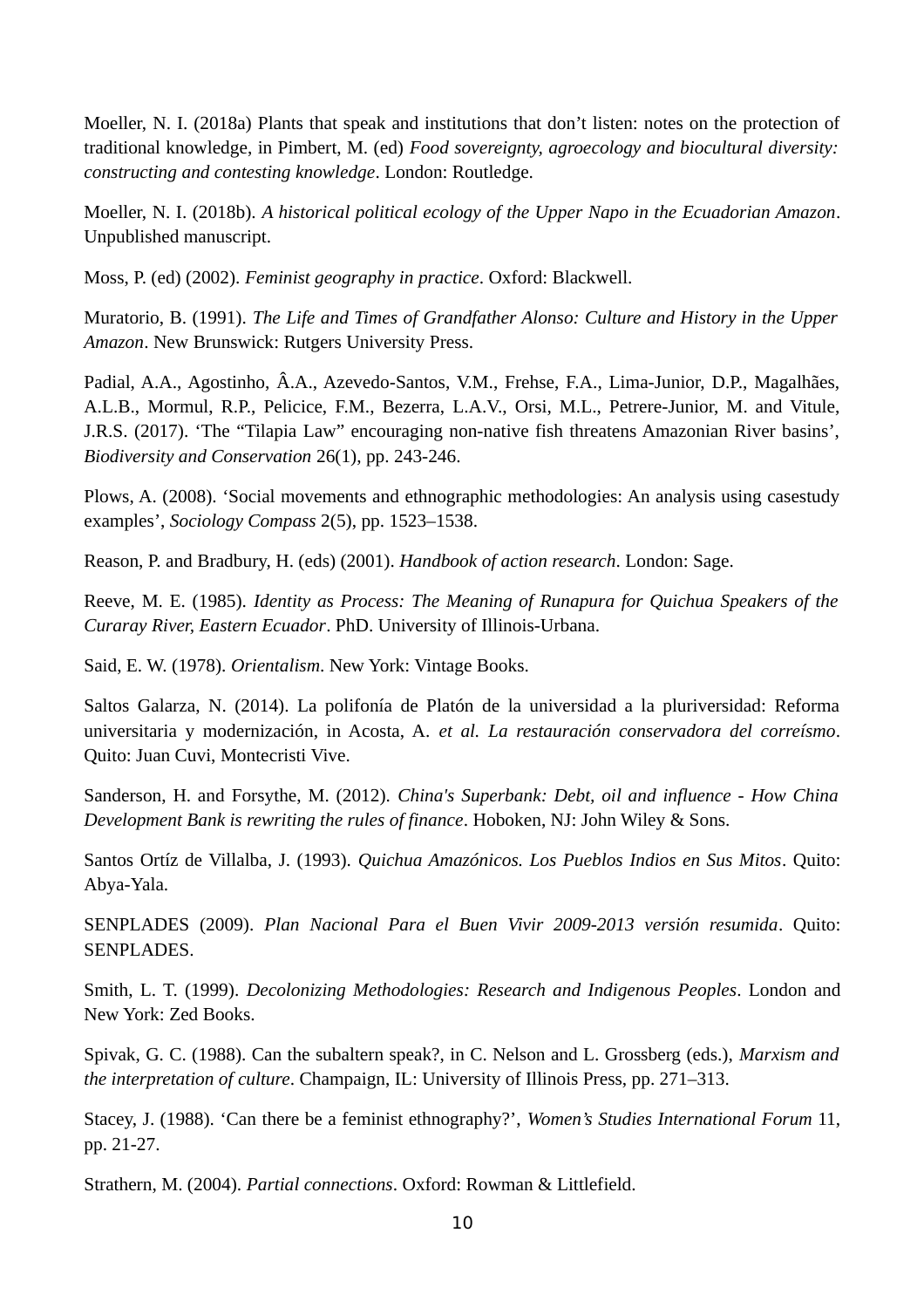Moeller, N. I. (2018a) Plants that speak and institutions that don't listen: notes on the protection of traditional knowledge, in Pimbert, M. (ed) *Food sovereignty, agroecology and biocultural diversity: constructing and contesting knowledge*. London: Routledge.

Moeller, N. I. (2018b). *A historical political ecology of the Upper Napo in the Ecuadorian Amazon*. Unpublished manuscript.

Moss, P. (ed) (2002). *Feminist geography in practice*. Oxford: Blackwell.

Muratorio, B. (1991). *The Life and Times of Grandfather Alonso: Culture and History in the Upper Amazon*. New Brunswick: Rutgers University Press.

Padial, A.A., Agostinho, Â.A., Azevedo-Santos, V.M., Frehse, F.A., Lima-Junior, D.P., Magalhães, A.L.B., Mormul, R.P., Pelicice, F.M., Bezerra, L.A.V., Orsi, M.L., Petrere-Junior, M. and Vitule, J.R.S. (2017). 'The "Tilapia Law" encouraging non-native fish threatens Amazonian River basins', *Biodiversity and Conservation* 26(1), pp. 243-246.

Plows, A. (2008). 'Social movements and ethnographic methodologies: An analysis using casestudy examples', *Sociology Compass* 2(5), pp. 1523–1538.

Reason, P. and Bradbury, H. (eds) (2001). *Handbook of action research*. London: Sage.

Reeve, M. E. (1985). *Identity as Process: The Meaning of Runapura for Quichua Speakers of the Curaray River, Eastern Ecuador*. PhD. University of Illinois-Urbana.

Said, E. W. (1978). *Orientalism*. New York: Vintage Books.

Saltos Galarza, N. (2014). La polifonía de Platón de la universidad a la pluriversidad: Reforma universitaria y modernización, in Acosta, A. *et al. La restauración conservadora del correísmo*. Quito: Juan Cuvi, Montecristi Vive.

Sanderson, H. and Forsythe, M. (2012). *China's Superbank: Debt, oil and influence - How China Development Bank is rewriting the rules of finance*. Hoboken, NJ: John Wiley & Sons.

Santos Ortíz de Villalba, J. (1993). *Quichua Amazónicos. Los Pueblos Indios en Sus Mitos*. Quito: Abya-Yala.

SENPLADES (2009). *Plan Nacional Para el Buen Vivir 2009-2013 versión resumida*. Quito: SENPLADES.

Smith, L. T. (1999). *Decolonizing Methodologies: Research and Indigenous Peoples*. London and New York: Zed Books.

Spivak, G. C. (1988). Can the subaltern speak?, in C. Nelson and L. Grossberg (eds.), *Marxism and the interpretation of culture*. Champaign, IL: University of Illinois Press, pp. 271–313.

Stacey, J. (1988). 'Can there be a feminist ethnography?', *Women's Studies International Forum* 11, pp. 21-27.

Strathern, M. (2004). *Partial connections*. Oxford: Rowman & Littlefield.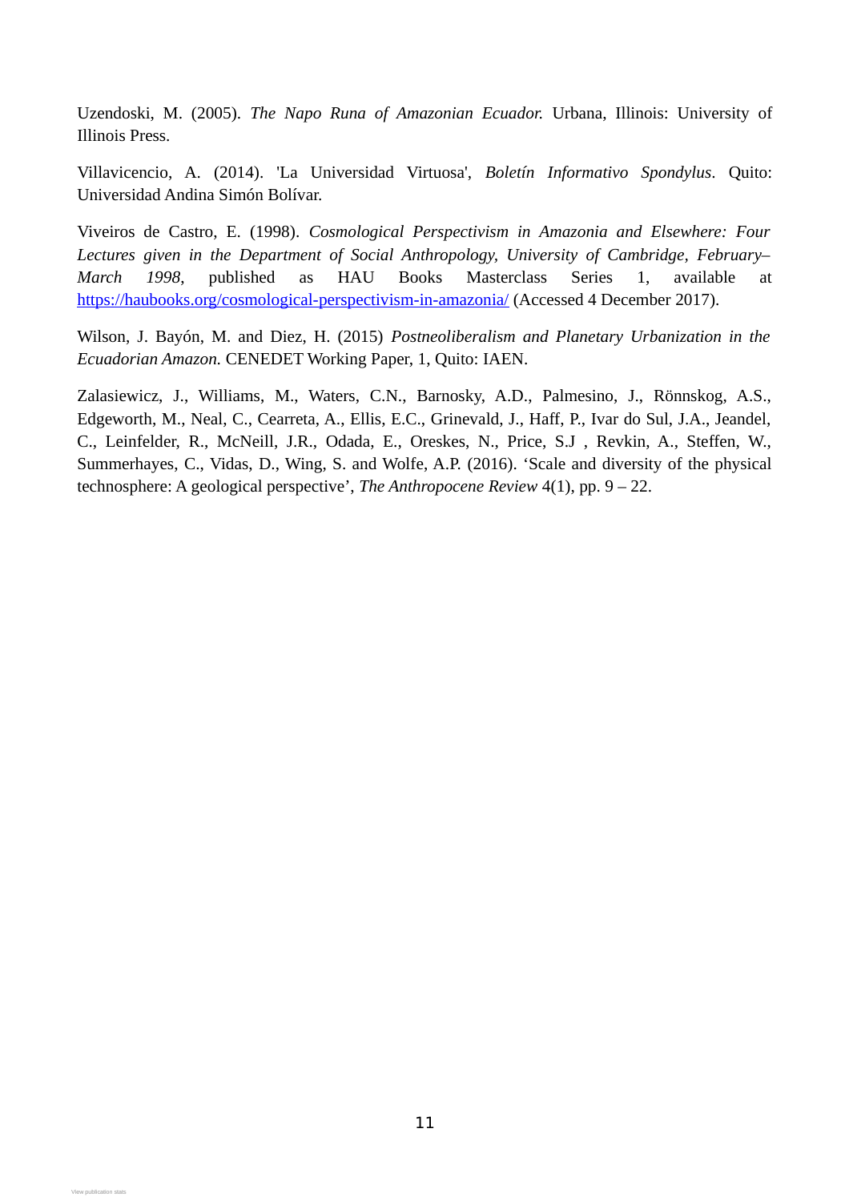Uzendoski, M. (2005). *The Napo Runa of Amazonian Ecuador.* Urbana, Illinois: University of Illinois Press.

Villavicencio, A. (2014). 'La Universidad Virtuosa', *Boletín Informativo Spondylus*. Quito: Universidad Andina Simón Bolívar.

Viveiros de Castro, E. (1998). *Cosmological Perspectivism in Amazonia and Elsewhere: Four Lectures given in the Department of Social Anthropology, University of Cambridge, February–March 1998*, published as HAU Books Masterclass Series 1, available at [https://haubooks.org/cosmological-perspectivism-in-amazonia/](https://haubooks.org/cosmological-perspectivism-in-amazonia/) (Accessed 4 December 2017).

Wilson, J. Bayón, M. and Diez, H. (2015) *Postneoliberalism and Planetary Urbanization in the Ecuadorian Amazon.* CENEDET Working Paper, 1, Quito: IAEN.

Zalasiewicz, J., Williams, M., Waters, C.N., Barnosky, A.D., Palmesino, J., Rönnskog, A.S., Edgeworth, M., Neal, C., Cearreta, A., Ellis, E.C., Grinevald, J., Haff, P., Ivar do Sul, J.A., Jeandel, C., Leinfelder, R., McNeill, J.R., Odada, E., Oreskes, N., Price, S.J , Revkin, A., Steffen, W., Summerhayes, C., Vidas, D., Wing, S. and Wolfe, A.P. (2016). 'Scale and diversity of the physical technosphere: A geological perspective', *The Anthropocene Review* 4(1), pp. 9 – 22.